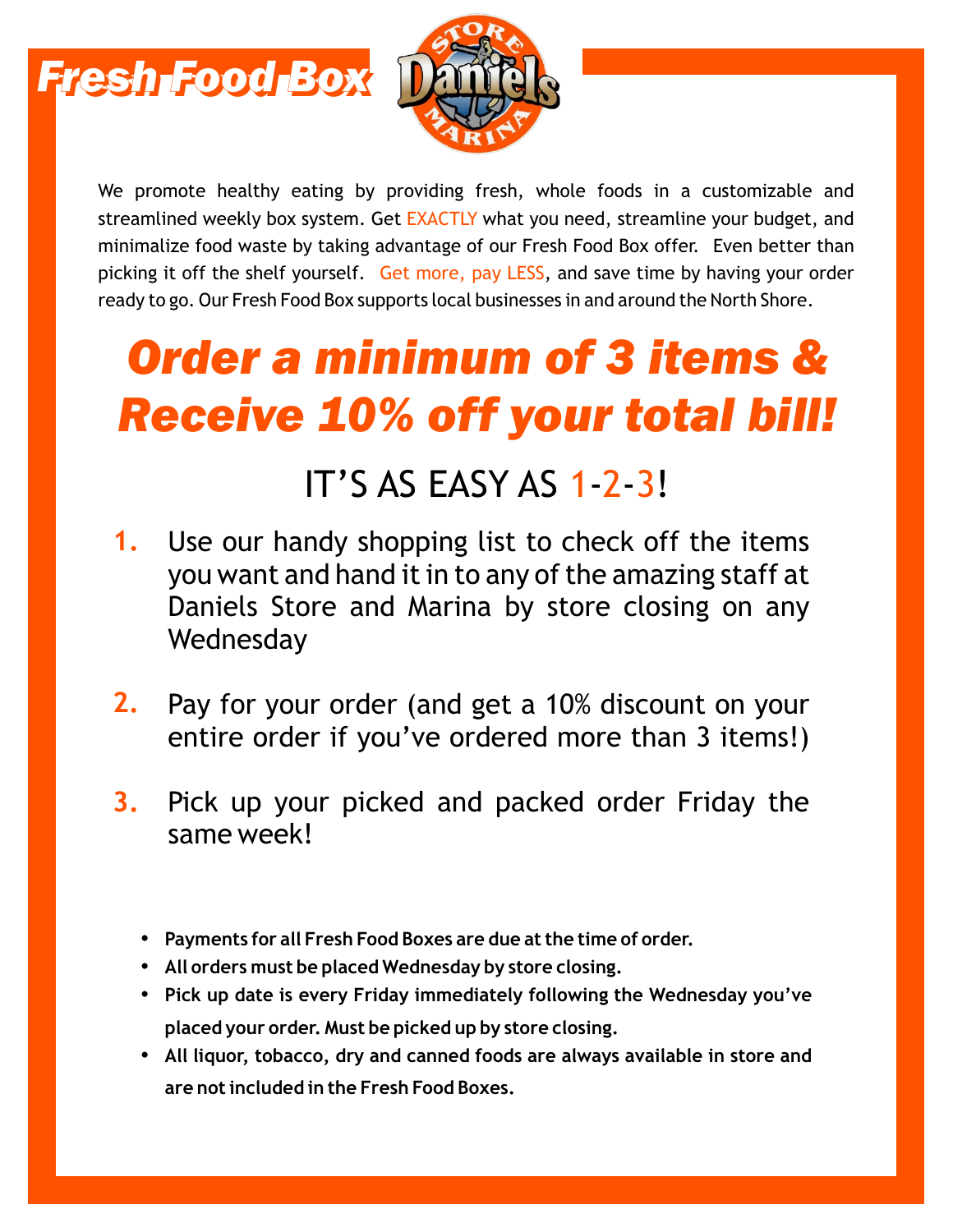# Fresh Food Box

We promote healthy eating by providing fresh, whole foods in a customizable and streamlined weekly box system. Get EXACTLY what you need, streamline your budget, and minimalize food waste by taking advantage of our Fresh Food Box offer. Even better than picking it off the shelf yourself. Get more, pay LESS, and save time by having your order ready to go. Our Fresh Food Box supports local businesses in and around the North Shore.

## *Order a minimum of 3 items & Receive 10% off your total bill!*

### IT'S AS EASY AS 1-2-3!

1. Use our handy shopping list to check off the items you want and hand it in to any of the amazing staff at Daniels Store and Marina by store closing on any Wednesday

2. Pay for your order (and get a 10% discount on your entire order if you've ordered more than 3 items!)

3. Pick up your picked and packed order Friday the same week!

- **Payments for all Fresh Food Boxes are due at the time of order.**
- **All orders must be placed Wednesday by store closing.**
- **Pick up date is every Friday immediately following the Wednesday you've placed your order. Must be picked up by store closing.**
- **All liquor, tobacco, dry and canned foods are always available in store and are not included in the Fresh Food Boxes.**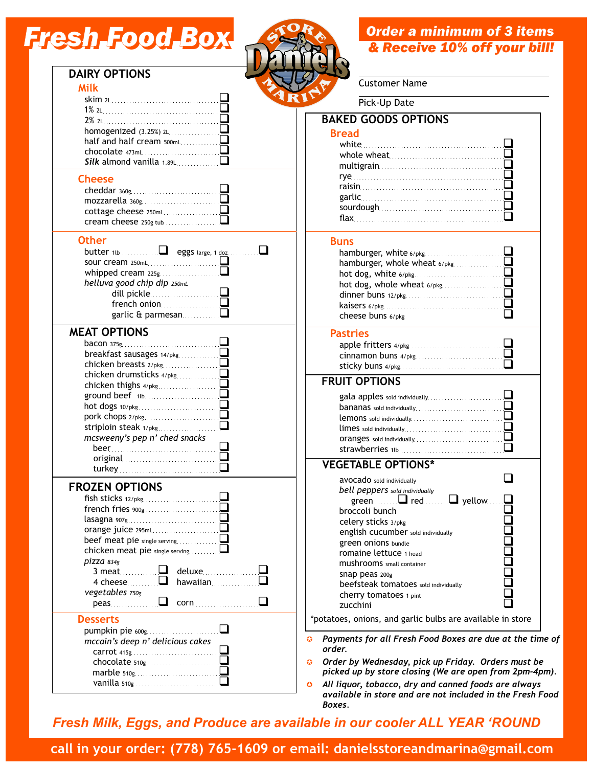# Fresh Food Box

**Order a minimum of 3 items & Receive 10% off your bill!**

Customer Name

Pick-Up Date

## DAIRY OPTIONS

### Milk

- skim 2L ☐
- 1% 2L ☐
- 2% 2L ☐
- homogenized (3.25%) 2L ☐
- half and half cream 500mL ☐
- chocolate 473mL ☐
- *Silk* almond vanilla 1.89L ☐

### Cheese

- cheddar 360g ☐
- mozzarella 360g ☐
- cottage cheese 250mL ☐
- cream cheese 250g tub ☐

### Other

- butter 1lb ☐ eggs large, 1 doz ☐
- sour cream 250mL ☐
- whipped cream 225g ☐
- *helluva good chip dip 250mL*
  - dill pickle ☐
  - french onion ☐
  - garlic & parmesan ☐

## MEAT OPTIONS

- bacon 375g ☐
- breakfast sausages 14/pkg ☐
- chicken breasts 2/pkg ☐
- chicken drumsticks 4/pkg ☐
- chicken thighs 4/pkg ☐
- ground beef 1lb ☐
- hot dogs 10/pkg ☐
- pork chops 2/pkg ☐
- striploin steak 1/pkg ☐
- *mcsweeny's pep n' ched snacks*
  - beer ☐
  - original ☐
  - turkey ☐

## FROZEN OPTIONS

- fish sticks 12/pkg ☐
- french fries 900g ☐
- lasagna 907g ☐
- orange juice 295mL ☐
- beef meat pie single serving ☐
- chicken meat pie single serving ☐
- *pizza 834g*
  - 3 meat ☐ deluxe ☐
  - 4 cheese ☐ hawaiian ☐
- *vegetables 750g*
  - peas ☐ corn ☐

### Desserts

- pumpkin pie 600g ☐
- *mccain's deep n' delicious cakes*
  - carrot 415g ☐
  - chocolate 510g ☐
  - marble 510g ☐
  - vanilla 510g ☐

## BAKED GOODS OPTIONS

### Bread

- white ☐
- whole wheat ☐
- multigrain ☐
- rye ☐
- raisin ☐
- garlic ☐
- sourdough ☐
- flax ☐

### Buns

- hamburger, white 6/pkg ☐
- hamburger, whole wheat 6/pkg ☐
- hot dog, white 6/pkg ☐
- hot dog, whole wheat 6/pkg ☐
- dinner buns 12/pkg ☐
- kaisers 6/pkg ☐
- cheese buns 6/pkg ☐

### Pastries

- apple fritters 4/pkg ☐
- cinnamon buns 4/pkg ☐
- sticky buns 4/pkg ☐

## FRUIT OPTIONS

- gala apples sold individually ☐
- bananas sold individually ☐
- lemons sold individually ☐
- limes sold individually ☐
- oranges sold individually ☐
- strawberries 1lb ☐

## VEGETABLE OPTIONS*

- avocado sold individually ☐
- *bell peppers sold individually*
  - green ☐ red ☐ yellow ☐
- broccoli bunch ☐
- celery sticks 3/pkg ☐
- english cucumber sold individually ☐
- green onions bundle ☐
- romaine lettuce 1 head ☐
- mushrooms small container ☐
- snap peas 200g ☐
- beefsteak tomatoes sold individually ☐
- cherry tomatoes 1 pint ☐
- zucchini ☐

*potatoes, onions, and garlic bulbs are available in store

- ***Payments for all Fresh Food Boxes are due at the time of order.***
- ***Order by Wednesday, pick up Friday. Orders must be picked up by store closing (We are open from 2pm-4pm).***
- ***All liquor, tobacco, dry and canned foods are always available in store and are not included in the Fresh Food Boxes.***

***Fresh Milk, Eggs, and Produce are available in our cooler ALL YEAR 'ROUND***

**call in your order: (778) 765-1609 or email: danielsstoreandmarina@gmail.com**